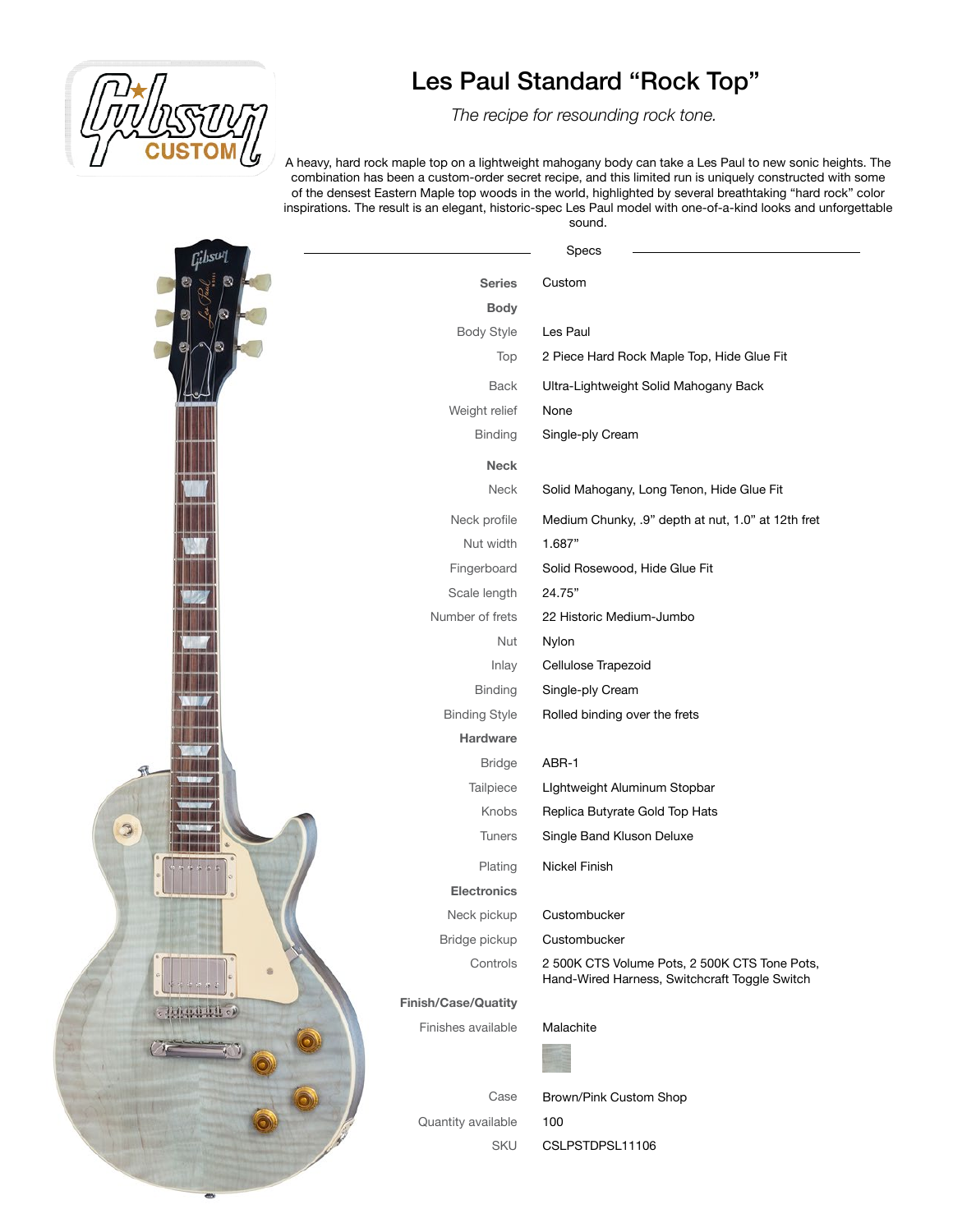# Les Paul Standard "Rock Top"

*The recipe for resounding rock tone.*

A heavy, hard rock maple top on a lightweight mahogany body can take a Les Paul to new sonic heights. The combination has been a custom-order secret recipe, and this limited run is uniquely constructed with some of the densest Eastern Maple top woods in the world, highlighted by several breathtaking "hard rock" color inspirations. The result is an elegant, historic-spec Les Paul model with one-of-a-kind looks and unforgettable sound.

## Specs

| | |
|---|---|
| **Series** | Custom |
| **Body** | |
| Body Style | Les Paul |
| Top | 2 Piece Hard Rock Maple Top, Hide Glue Fit |
| Back | Ultra-Lightweight Solid Mahogany Back |
| Weight relief | None |
| Binding | Single-ply Cream |
| **Neck** | |
| Neck | Solid Mahogany, Long Tenon, Hide Glue Fit |
| Neck profile | Medium Chunky, .9" depth at nut, 1.0" at 12th fret |
| Nut width | 1.687" |
| Fingerboard | Solid Rosewood, Hide Glue Fit |
| Scale length | 24.75" |
| Number of frets | 22 Historic Medium-Jumbo |
| Nut | Nylon |
| Inlay | Cellulose Trapezoid |
| Binding | Single-ply Cream |
| Binding Style | Rolled binding over the frets |
| **Hardware** | |
| Bridge | ABR-1 |
| Tailpiece | LIghtweight Aluminum Stopbar |
| Knobs | Replica Butyrate Gold Top Hats |
| Tuners | Single Band Kluson Deluxe |
| Plating | Nickel Finish |
| **Electronics** | |
| Neck pickup | Custombucker |
| Bridge pickup | Custombucker |
| Controls | 2 500K CTS Volume Pots, 2 500K CTS Tone Pots, Hand-Wired Harness, Switchcraft Toggle Switch |
| **Finish/Case/Quatity** | |
| Finishes available | Malachite |
| Case | Brown/Pink Custom Shop |
| Quantity available | 100 |
| SKU | CSLPSTDPSL11106 |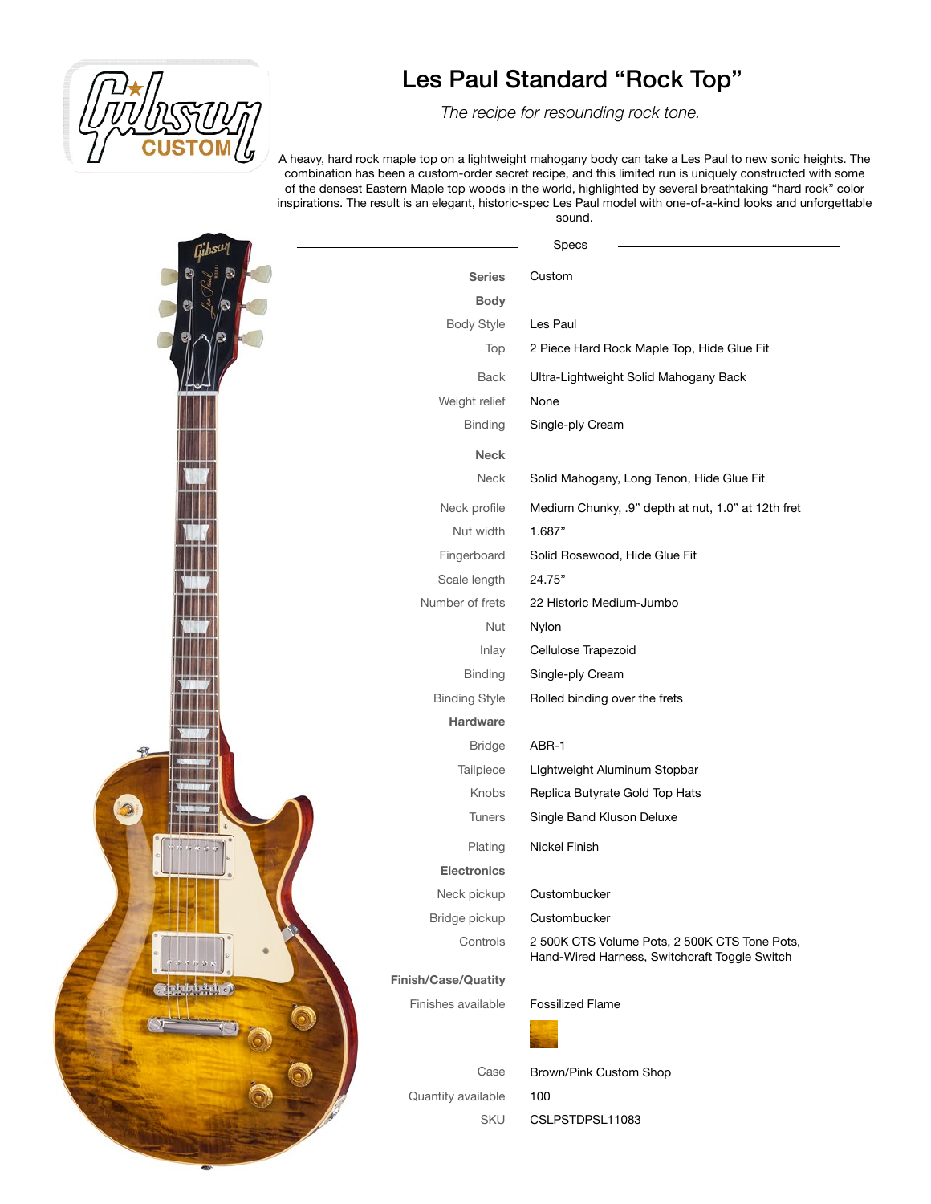# Les Paul Standard "Rock Top"

*The recipe for resounding rock tone.*

A heavy, hard rock maple top on a lightweight mahogany body can take a Les Paul to new sonic heights. The combination has been a custom-order secret recipe, and this limited run is uniquely constructed with some of the densest Eastern Maple top woods in the world, highlighted by several breathtaking "hard rock" color inspirations. The result is an elegant, historic-spec Les Paul model with one-of-a-kind looks and unforgettable sound.

## Specs

| | |
|---|---|
| **Series** | Custom |
| **Body** | |
| Body Style | Les Paul |
| Top | 2 Piece Hard Rock Maple Top, Hide Glue Fit |
| Back | Ultra-Lightweight Solid Mahogany Back |
| Weight relief | None |
| Binding | Single-ply Cream |
| **Neck** | |
| Neck | Solid Mahogany, Long Tenon, Hide Glue Fit |
| Neck profile | Medium Chunky, .9" depth at nut, 1.0" at 12th fret |
| Nut width | 1.687" |
| Fingerboard | Solid Rosewood, Hide Glue Fit |
| Scale length | 24.75" |
| Number of frets | 22 Historic Medium-Jumbo |
| Nut | Nylon |
| Inlay | Cellulose Trapezoid |
| Binding | Single-ply Cream |
| Binding Style | Rolled binding over the frets |
| **Hardware** | |
| Bridge | ABR-1 |
| Tailpiece | LIghtweight Aluminum Stopbar |
| Knobs | Replica Butyrate Gold Top Hats |
| Tuners | Single Band Kluson Deluxe |
| Plating | Nickel Finish |
| **Electronics** | |
| Neck pickup | Custombucker |
| Bridge pickup | Custombucker |
| Controls | 2 500K CTS Volume Pots, 2 500K CTS Tone Pots, Hand-Wired Harness, Switchcraft Toggle Switch |
| **Finish/Case/Quatity** | |
| Finishes available | Fossilized Flame |
| Case | Brown/Pink Custom Shop |
| Quantity available | 100 |
| SKU | CSLPSTDPSL11083 |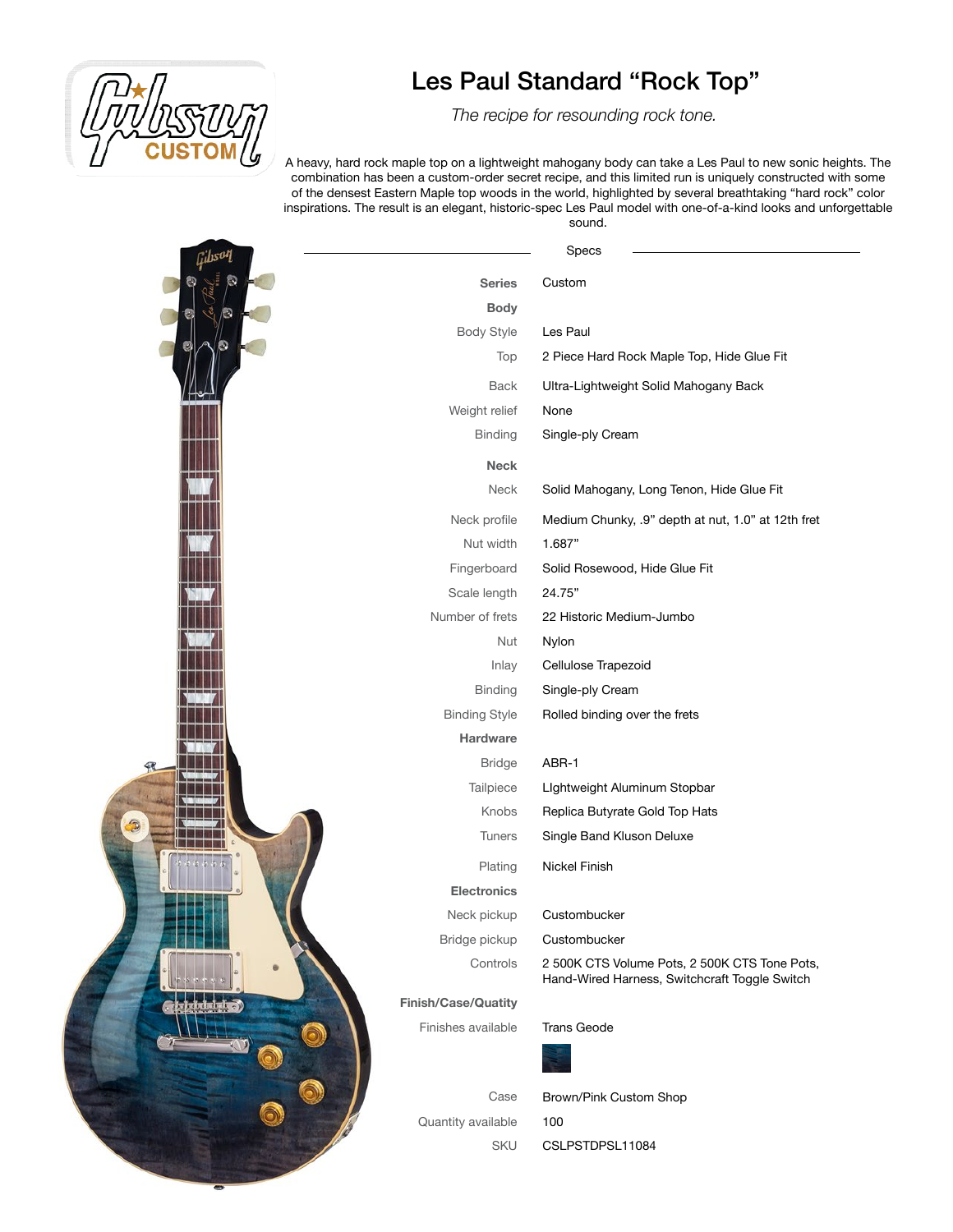# Les Paul Standard "Rock Top"

*The recipe for resounding rock tone.*

A heavy, hard rock maple top on a lightweight mahogany body can take a Les Paul to new sonic heights. The combination has been a custom-order secret recipe, and this limited run is uniquely constructed with some of the densest Eastern Maple top woods in the world, highlighted by several breathtaking "hard rock" color inspirations. The result is an elegant, historic-spec Les Paul model with one-of-a-kind looks and unforgettable sound.

## Specs

| | |
|---|---|
| **Series** | Custom |
| **Body** | |
| Body Style | Les Paul |
| Top | 2 Piece Hard Rock Maple Top, Hide Glue Fit |
| Back | Ultra-Lightweight Solid Mahogany Back |
| Weight relief | None |
| Binding | Single-ply Cream |
| **Neck** | |
| Neck | Solid Mahogany, Long Tenon, Hide Glue Fit |
| Neck profile | Medium Chunky, .9" depth at nut, 1.0" at 12th fret |
| Nut width | 1.687" |
| Fingerboard | Solid Rosewood, Hide Glue Fit |
| Scale length | 24.75" |
| Number of frets | 22 Historic Medium-Jumbo |
| Nut | Nylon |
| Inlay | Cellulose Trapezoid |
| Binding | Single-ply Cream |
| Binding Style | Rolled binding over the frets |
| **Hardware** | |
| Bridge | ABR-1 |
| Tailpiece | LIghtweight Aluminum Stopbar |
| Knobs | Replica Butyrate Gold Top Hats |
| Tuners | Single Band Kluson Deluxe |
| Plating | Nickel Finish |
| **Electronics** | |
| Neck pickup | Custombucker |
| Bridge pickup | Custombucker |
| Controls | 2 500K CTS Volume Pots, 2 500K CTS Tone Pots, Hand-Wired Harness, Switchcraft Toggle Switch |
| **Finish/Case/Quatity** | |
| Finishes available | Trans Geode |
| Case | Brown/Pink Custom Shop |
| Quantity available | 100 |
| SKU | CSLPSTDPSL11084 |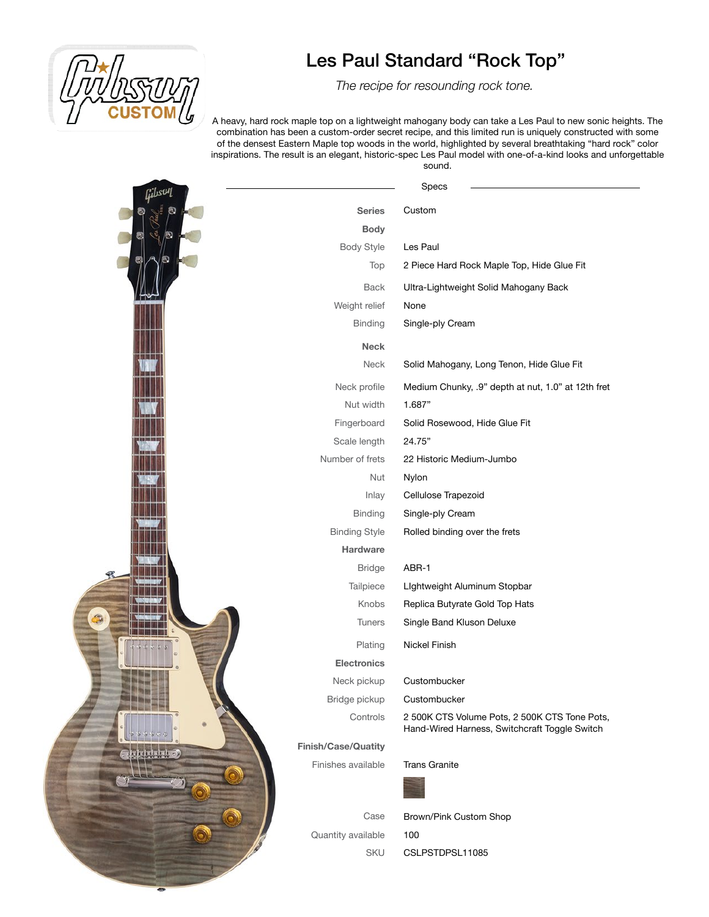# Les Paul Standard “Rock Top”

*The recipe for resounding rock tone.*

A heavy, hard rock maple top on a lightweight mahogany body can take a Les Paul to new sonic heights. The combination has been a custom-order secret recipe, and this limited run is uniquely constructed with some of the densest Eastern Maple top woods in the world, highlighted by several breathtaking “hard rock” color inspirations. The result is an elegant, historic-spec Les Paul model with one-of-a-kind looks and unforgettable sound.

## Specs

| | |
|---|---|
| **Series** | Custom |
| **Body** | |
| Body Style | Les Paul |
| Top | 2 Piece Hard Rock Maple Top, Hide Glue Fit |
| Back | Ultra-Lightweight Solid Mahogany Back |
| Weight relief | None |
| Binding | Single-ply Cream |
| **Neck** | |
| Neck | Solid Mahogany, Long Tenon, Hide Glue Fit |
| Neck profile | Medium Chunky, .9” depth at nut, 1.0” at 12th fret |
| Nut width | 1.687” |
| Fingerboard | Solid Rosewood, Hide Glue Fit |
| Scale length | 24.75” |
| Number of frets | 22 Historic Medium-Jumbo |
| Nut | Nylon |
| Inlay | Cellulose Trapezoid |
| Binding | Single-ply Cream |
| Binding Style | Rolled binding over the frets |
| **Hardware** | |
| Bridge | ABR-1 |
| Tailpiece | LIghtweight Aluminum Stopbar |
| Knobs | Replica Butyrate Gold Top Hats |
| Tuners | Single Band Kluson Deluxe |
| Plating | Nickel Finish |
| **Electronics** | |
| Neck pickup | Custombucker |
| Bridge pickup | Custombucker |
| Controls | 2 500K CTS Volume Pots, 2 500K CTS Tone Pots, Hand-Wired Harness, Switchcraft Toggle Switch |
| **Finish/Case/Quatity** | |
| Finishes available | Trans Granite |
| Case | Brown/Pink Custom Shop |
| Quantity available | 100 |
| SKU | CSLPSTDPSL11085 |